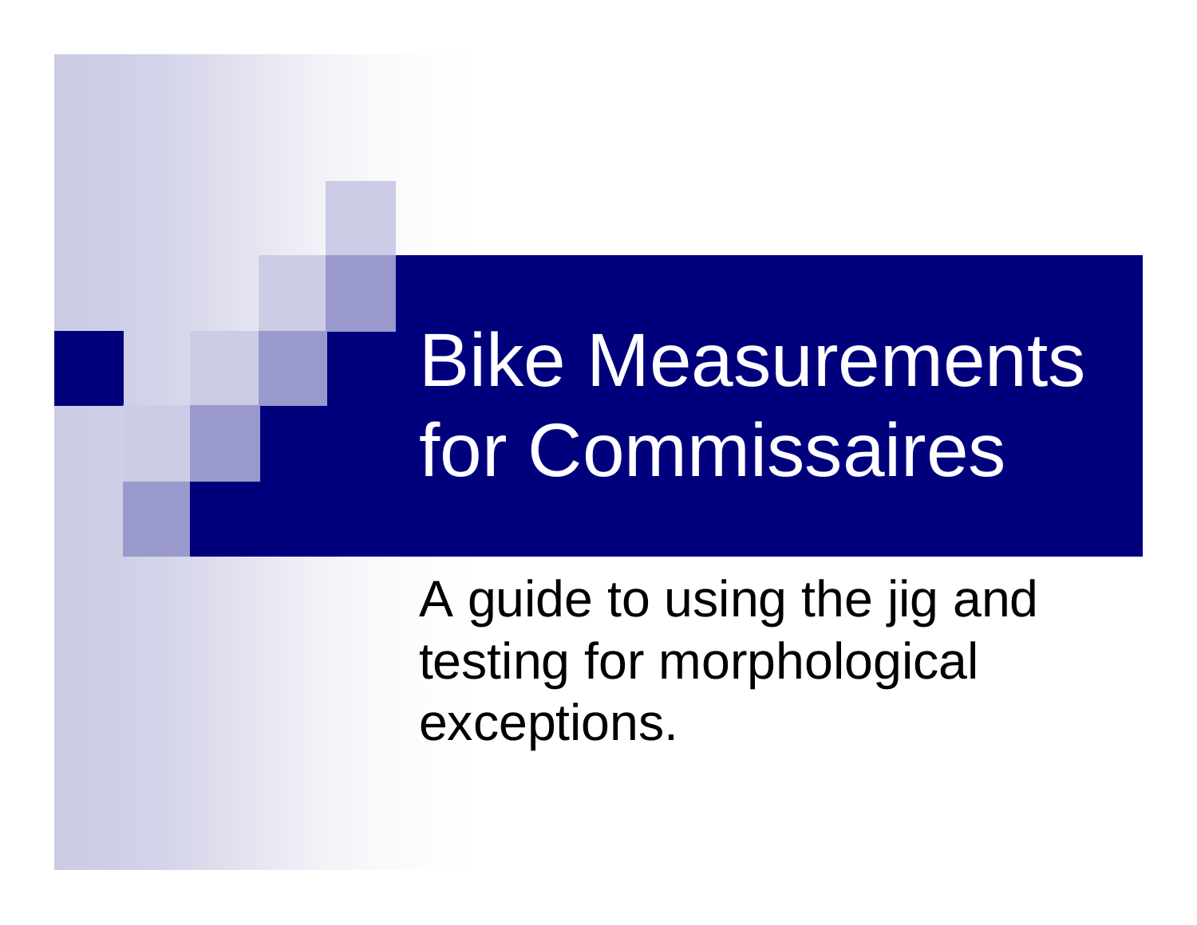# Bike Measurements for Commissaires

A guide to using the jig and testing for morphological exceptions.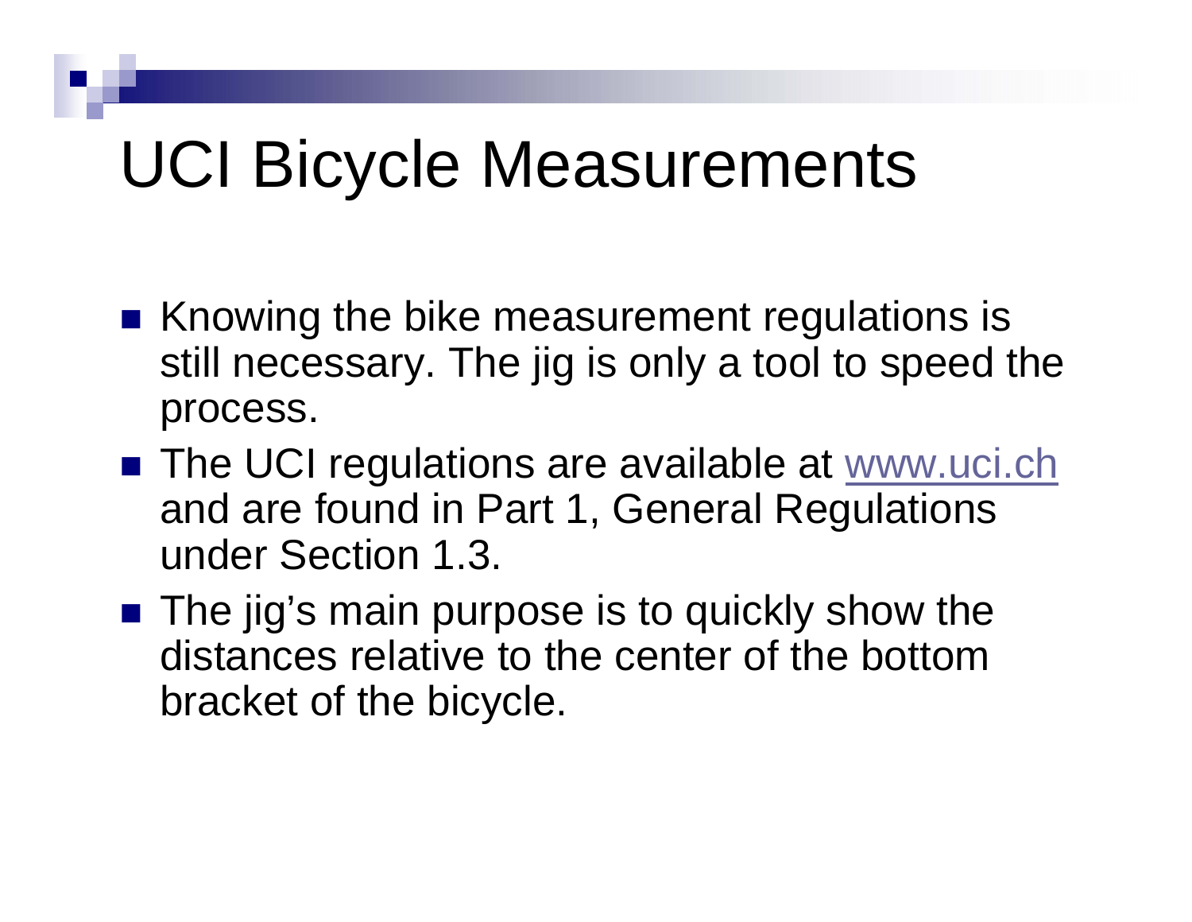# UCI Bicycle Measurements

- Knowing the bike measurement regulations is still necessary. The jig is only a tool to speed the process.
- The UCI regulations are available at [www.uci.ch](http://www.uci.ch) and are found in Part 1, General Regulations under Section 1.3.
- The jig's main purpose is to quickly show the distances relative to the center of the bottom bracket of the bicycle.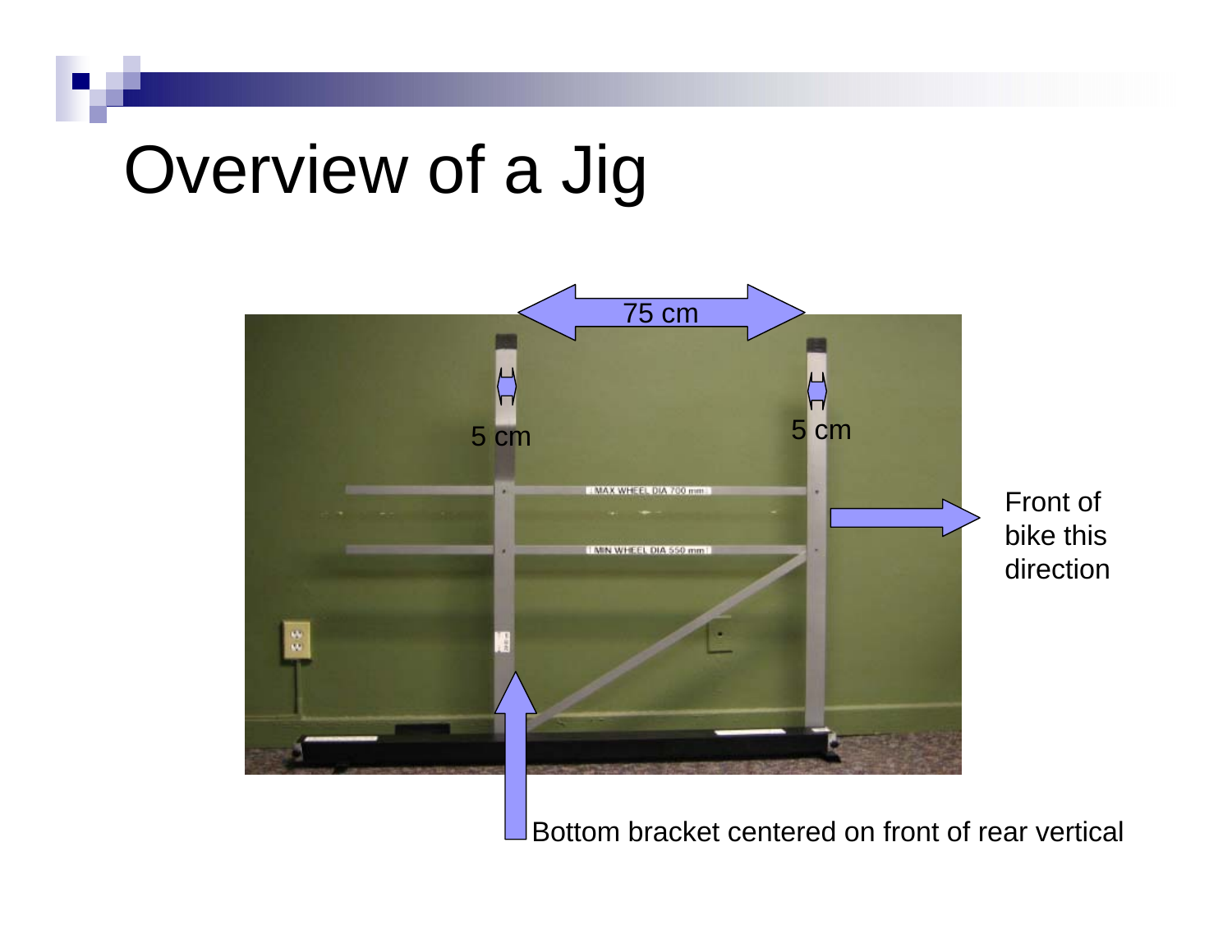# Overview of a Jig

75 cm

5 cm

5 cm

MAX WHEEL DIA 700 mm

MIN WHEEL DIA 550 mm

Front of bike this direction

Bottom bracket centered on front of rear vertical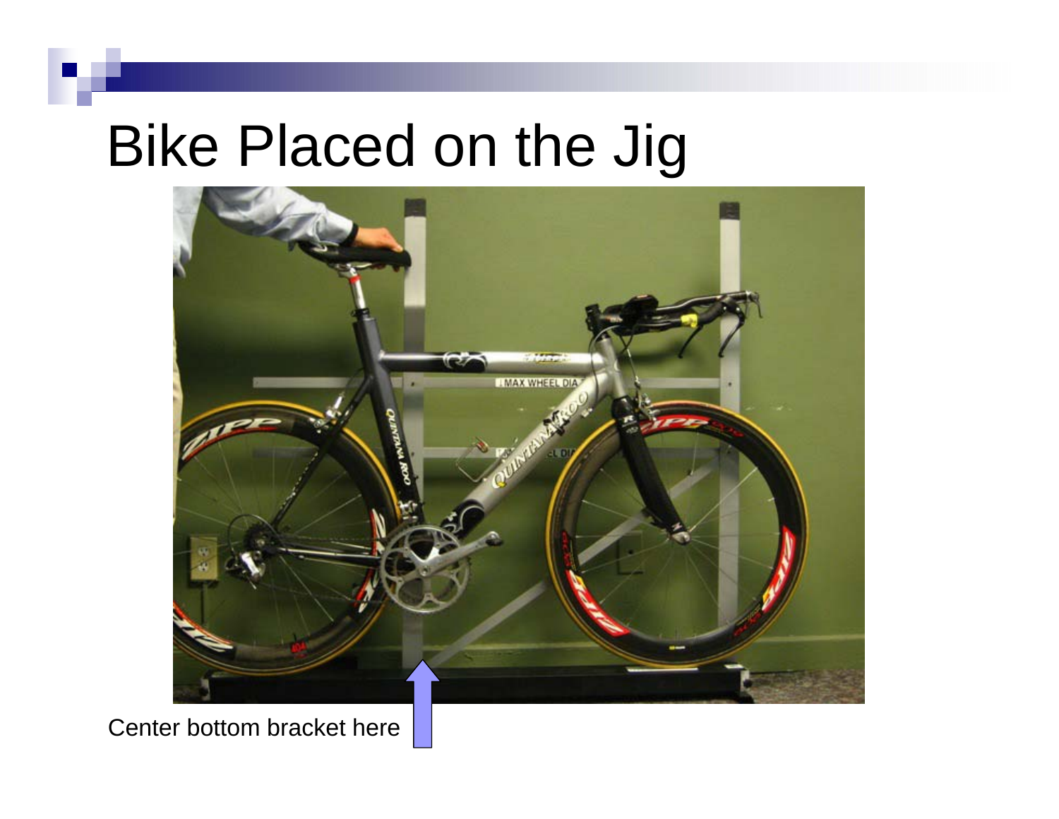# Bike Placed on the Jig

Center bottom bracket here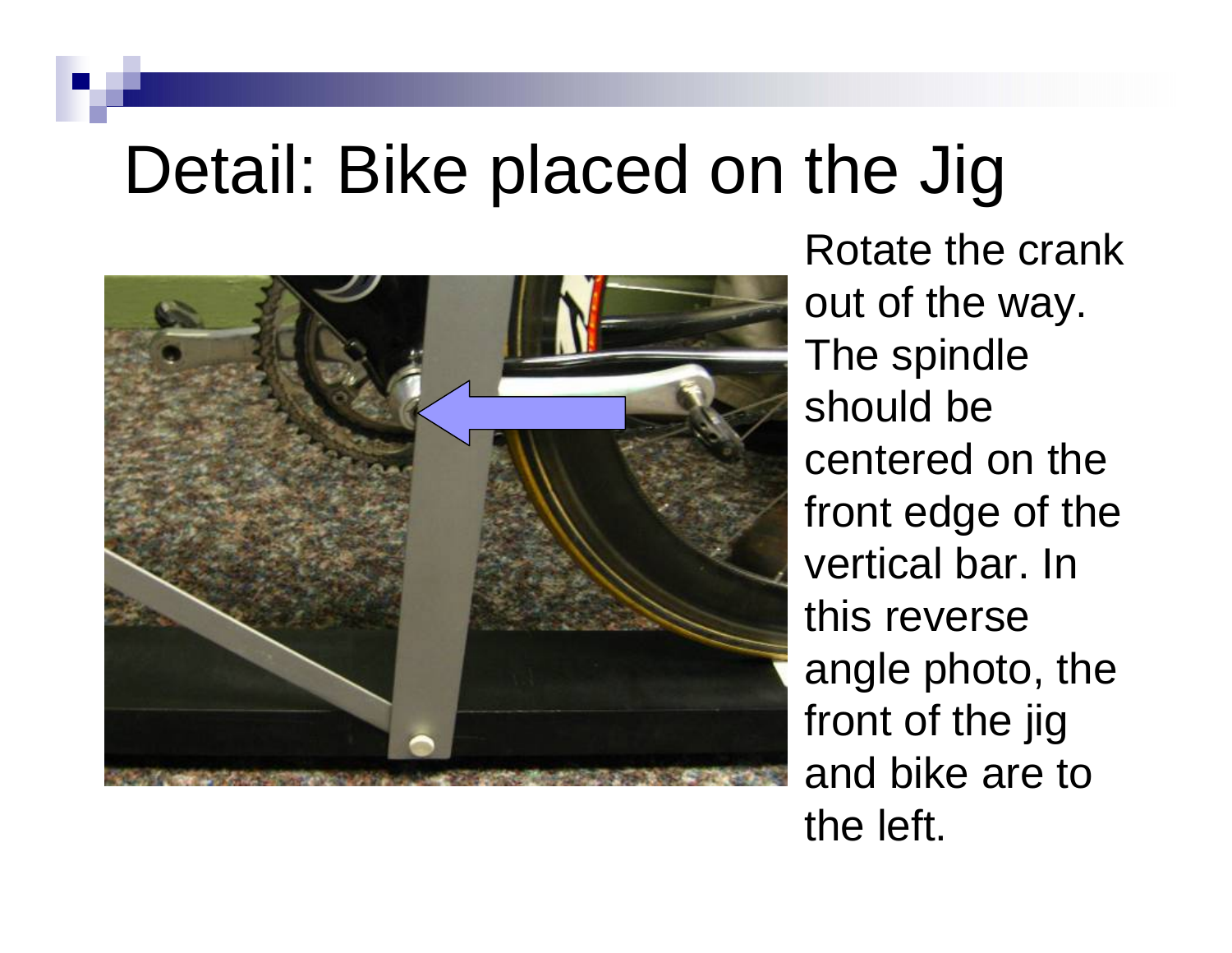# Detail: Bike placed on the Jig

Rotate the crank out of the way. The spindle should be centered on the front edge of the vertical bar. In this reverse angle photo, the front of the jig and bike are to the left.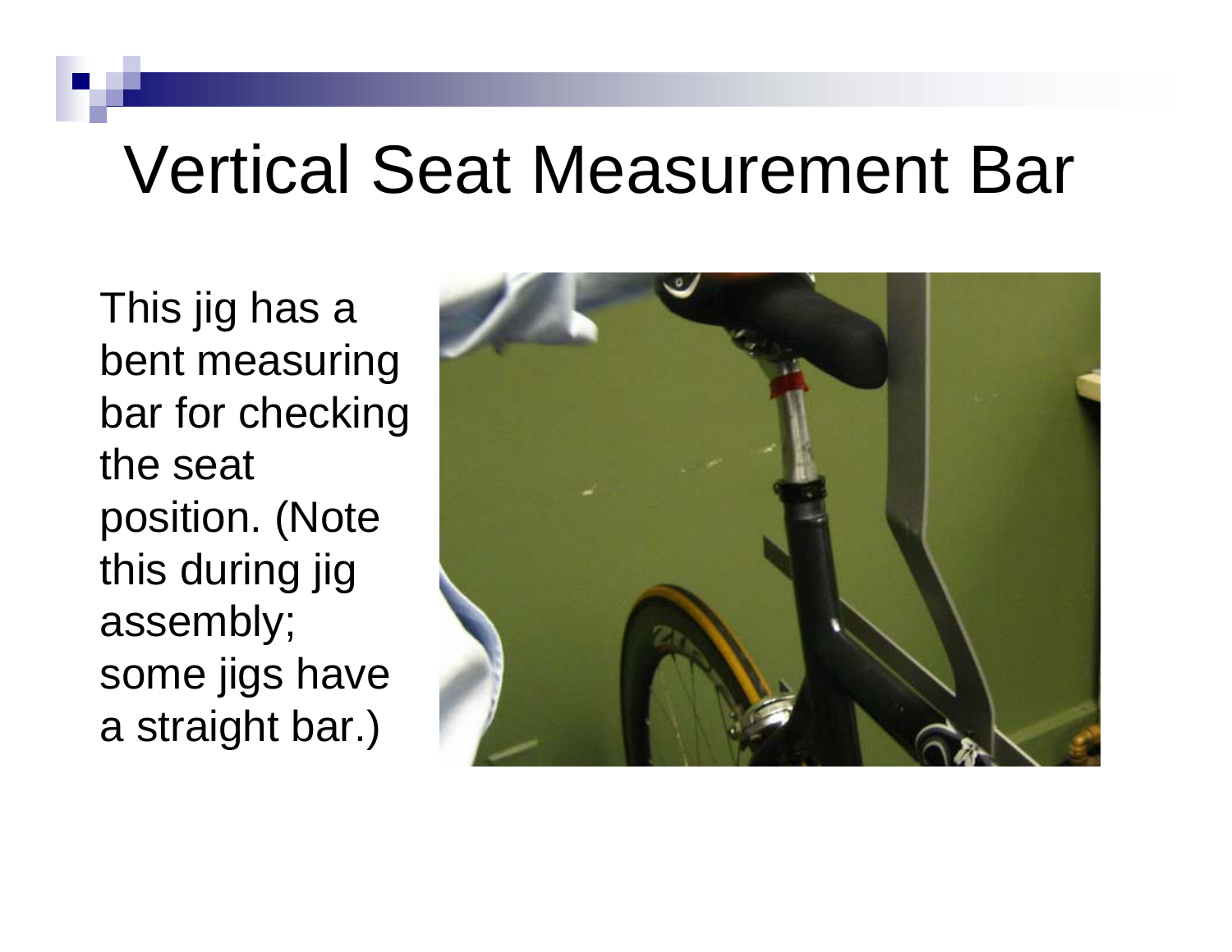# Vertical Seat Measurement Bar

This jig has a bent measuring bar for checking the seat position. (Note this during jig assembly; some jigs have a straight bar.)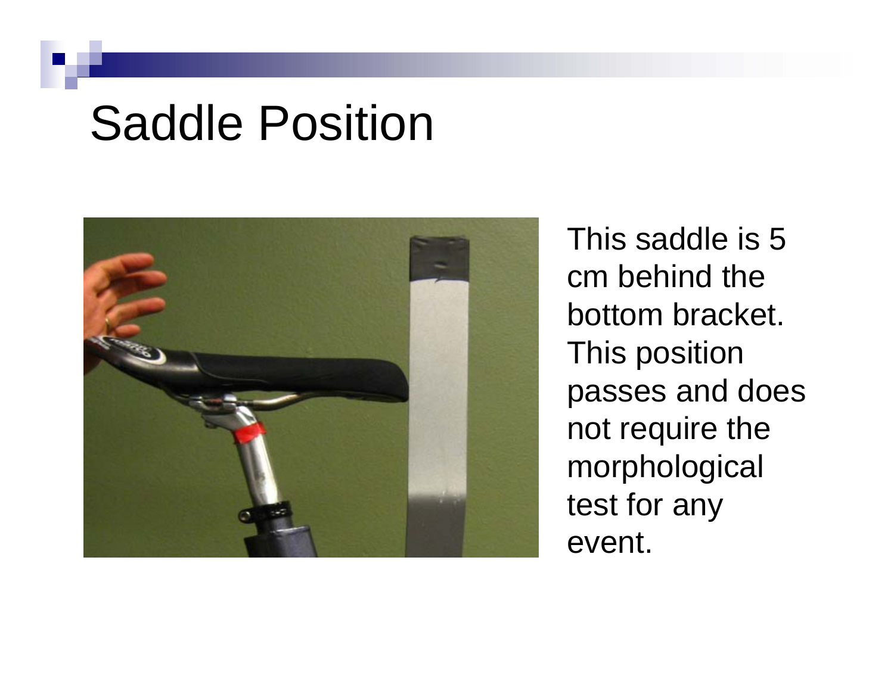# Saddle Position

This saddle is 5 cm behind the bottom bracket. This position passes and does not require the morphological test for any event.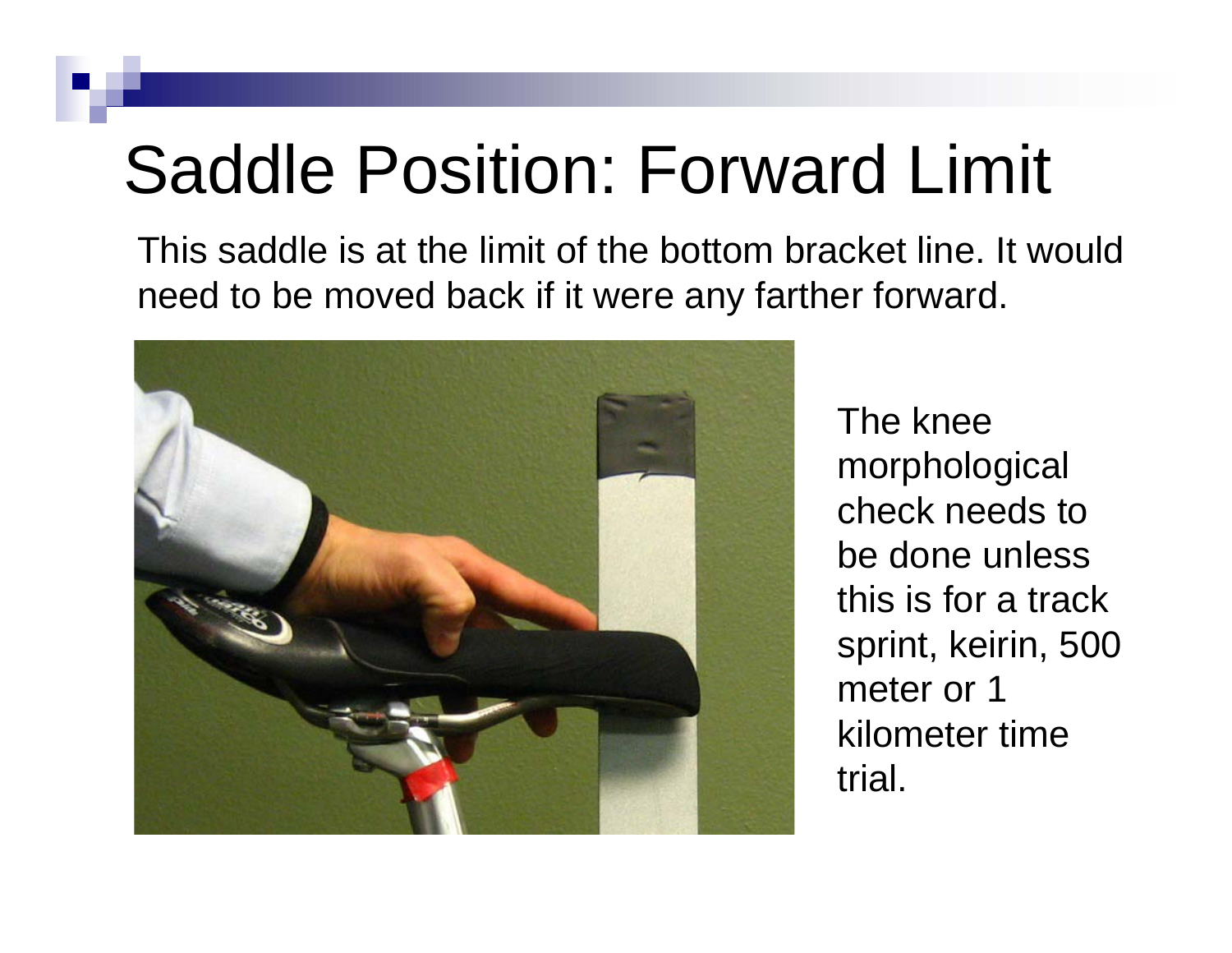# Saddle Position: Forward Limit

This saddle is at the limit of the bottom bracket line. It would need to be moved back if it were any farther forward.

The knee morphological check needs to be done unless this is for a track sprint, keirin, 500 meter or 1 kilometer time trial.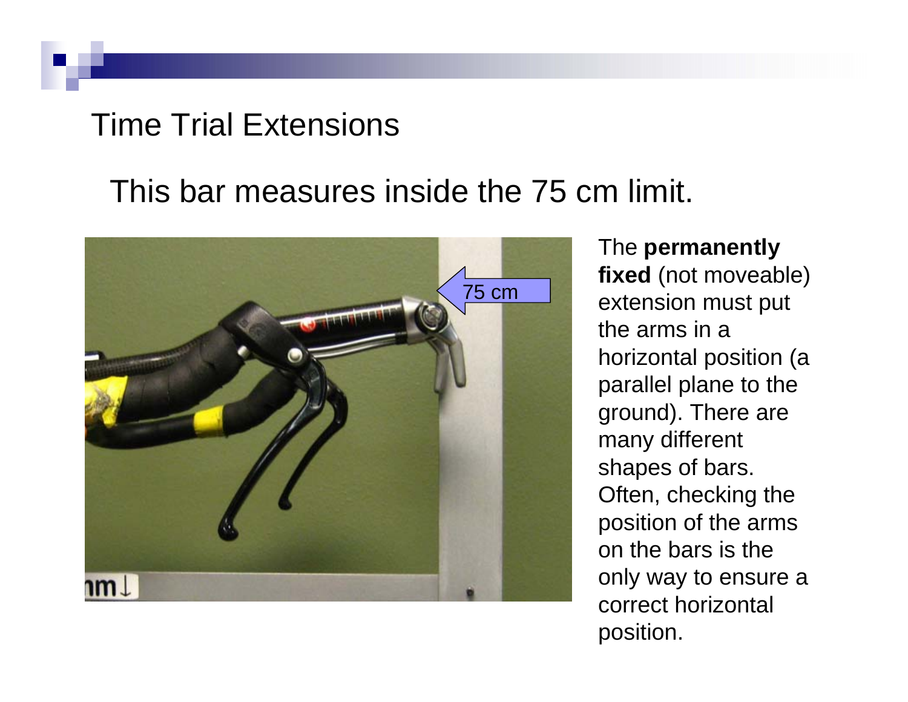# Time Trial Extensions

## This bar measures inside the 75 cm limit.

The **permanently fixed** (not moveable) extension must put the arms in a horizontal position (a parallel plane to the ground). There are many different shapes of bars. Often, checking the position of the arms on the bars is the only way to ensure a correct horizontal position.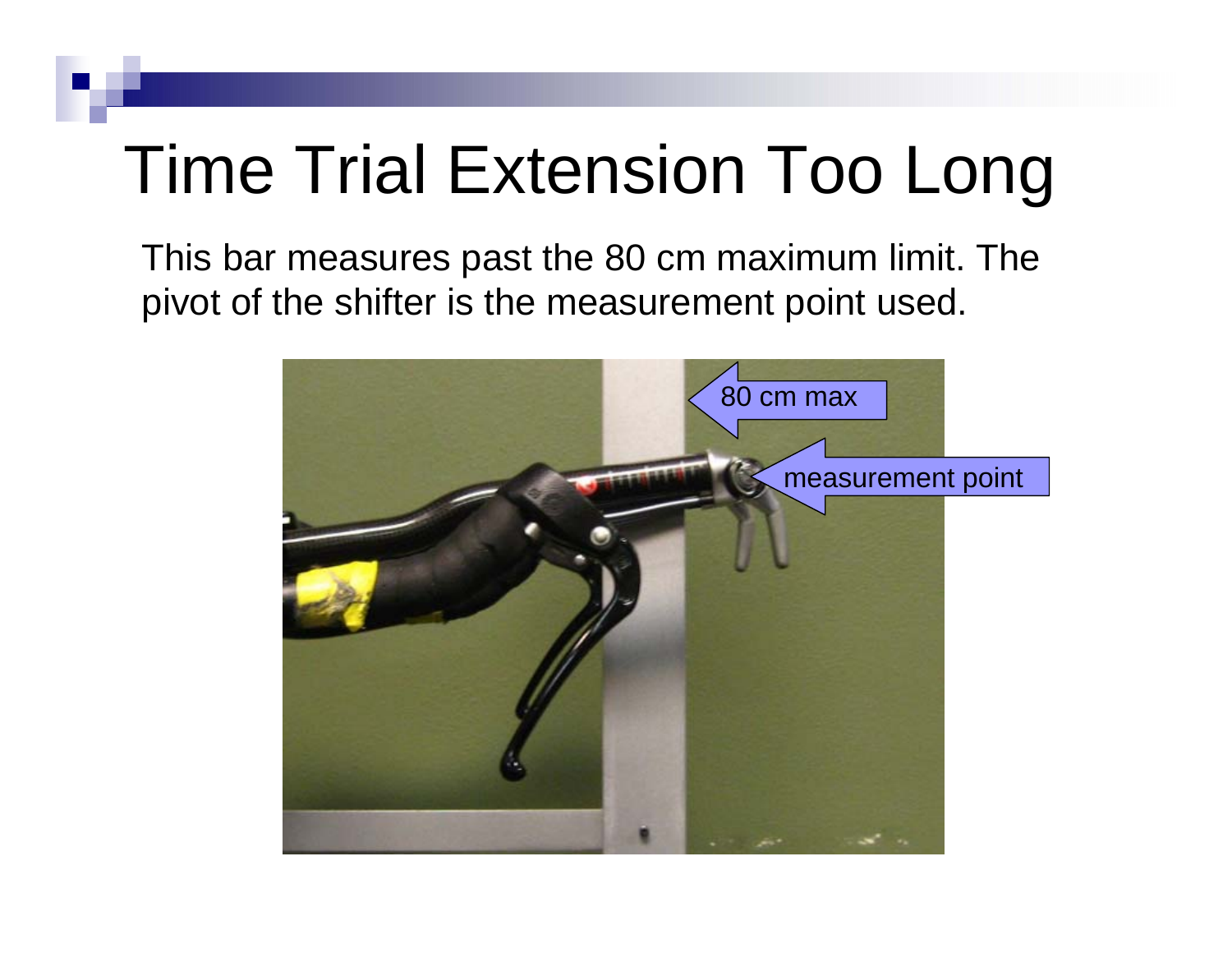# Time Trial Extension Too Long

This bar measures past the 80 cm maximum limit. The pivot of the shifter is the measurement point used.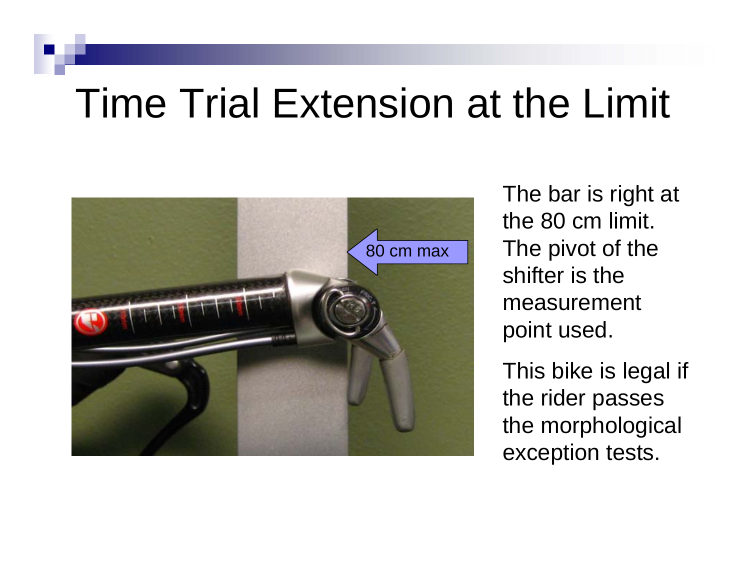# Time Trial Extension at the Limit

The bar is right at the 80 cm limit. The pivot of the shifter is the measurement point used.

This bike is legal if the rider passes the morphological exception tests.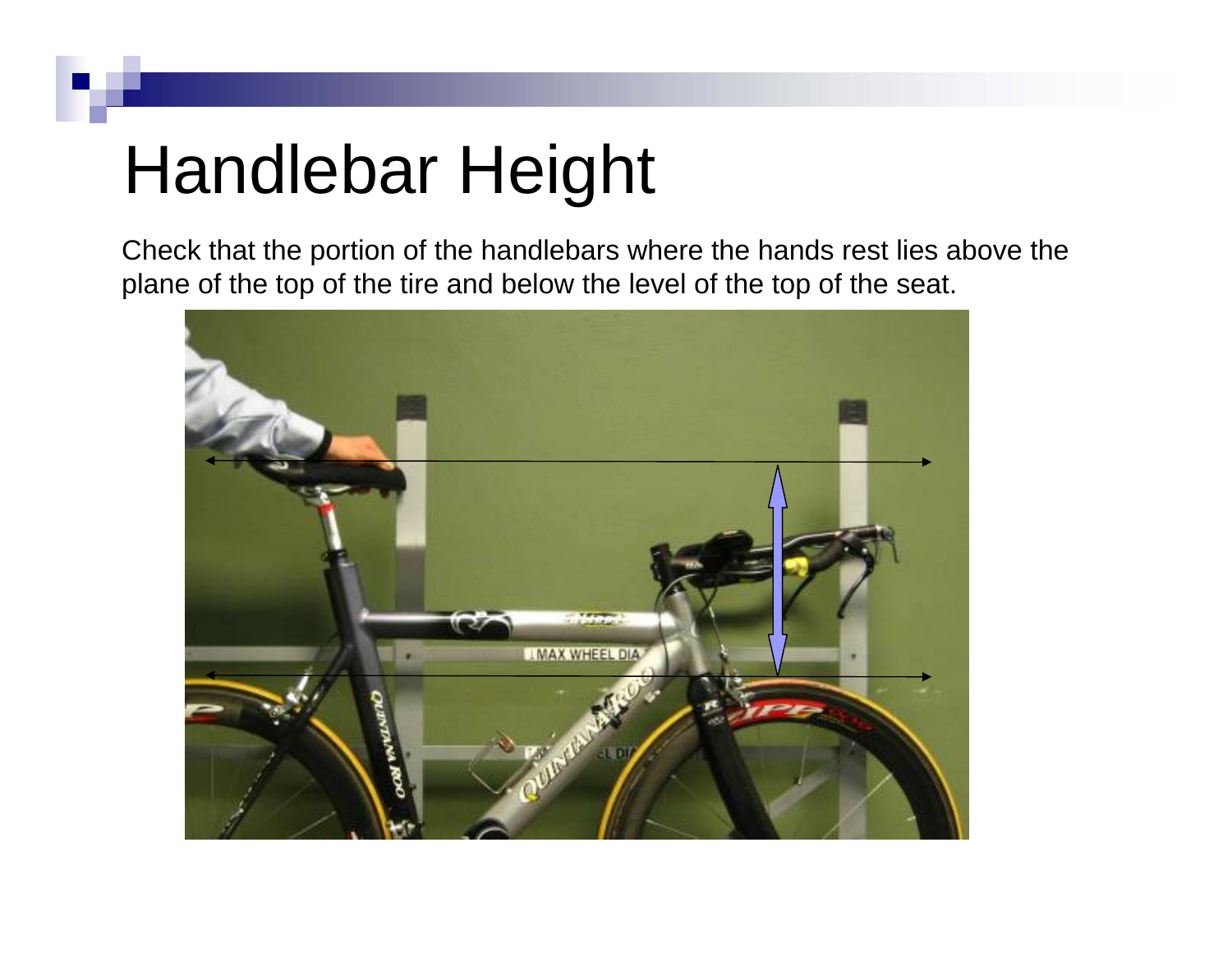# Handlebar Height

Check that the portion of the handlebars where the hands rest lies above the plane of the top of the tire and below the level of the top of the seat.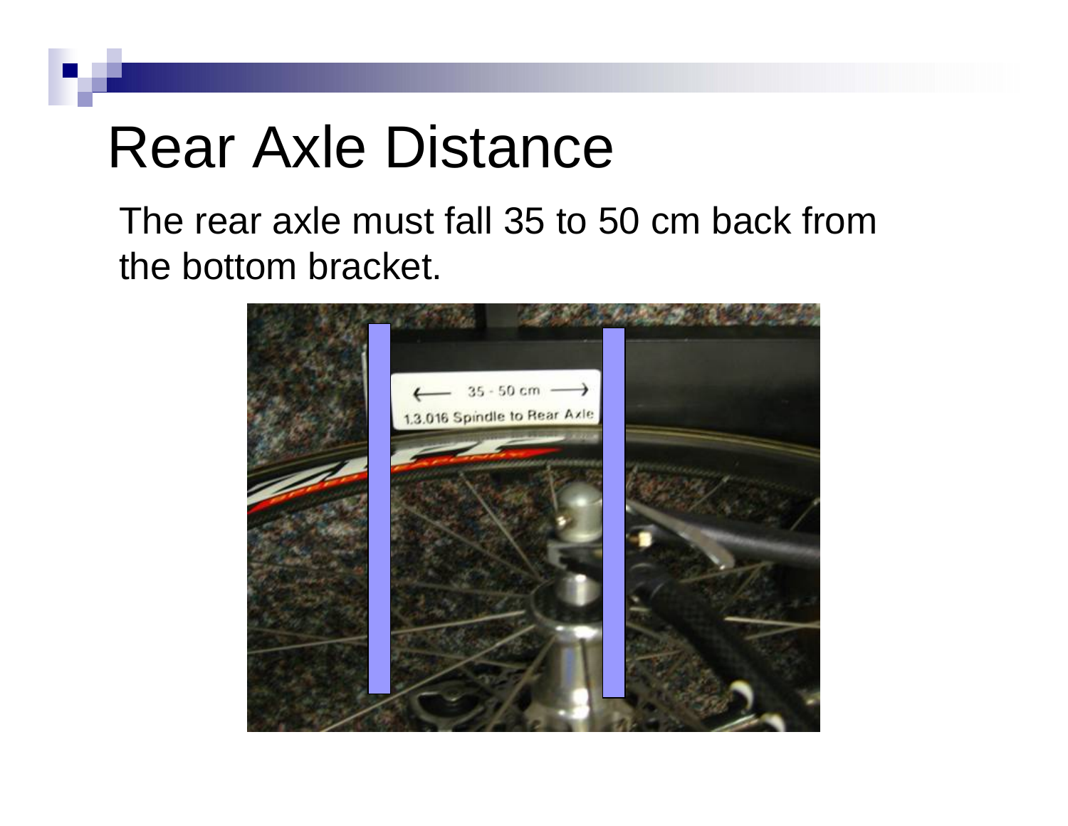# Rear Axle Distance

The rear axle must fall 35 to 50 cm back from the bottom bracket.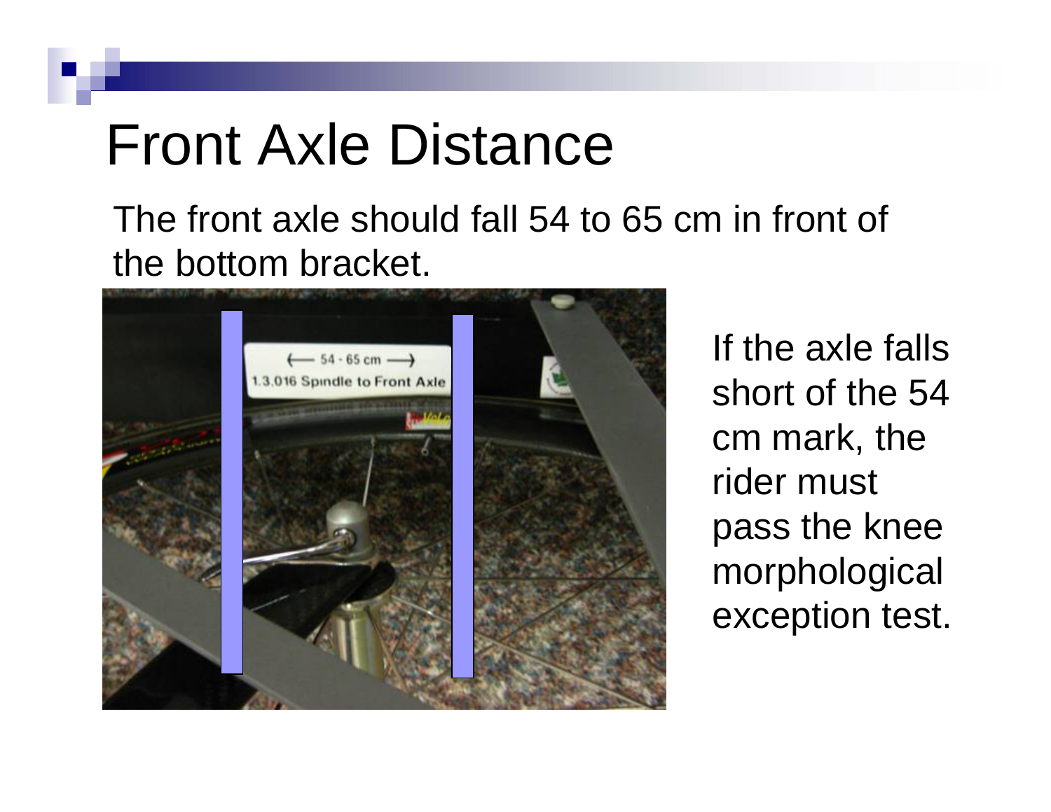# Front Axle Distance

The front axle should fall 54 to 65 cm in front of the bottom bracket.

If the axle falls short of the 54 cm mark, the rider must pass the knee morphological exception test.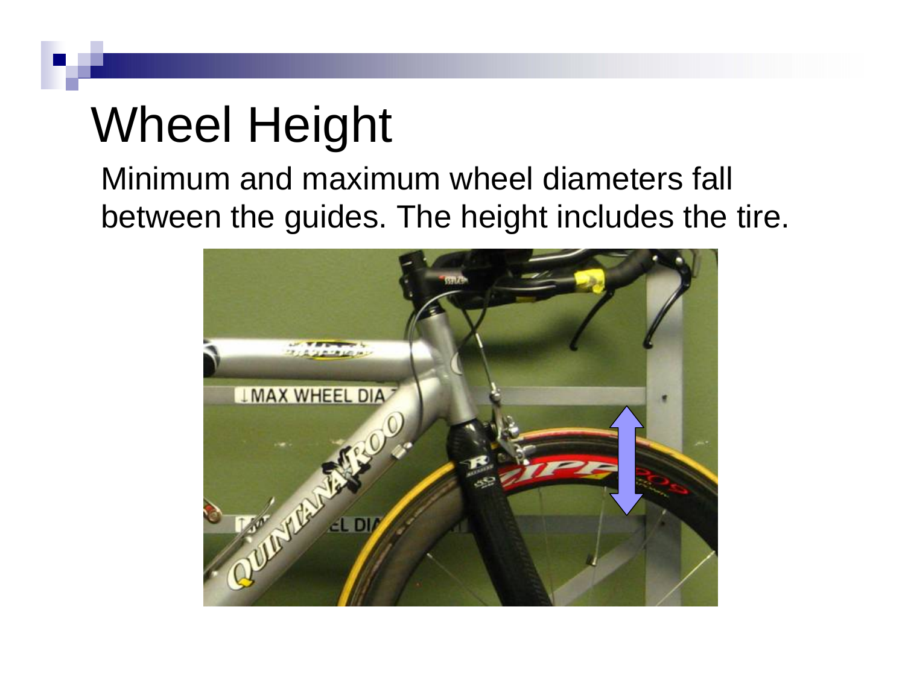# Wheel Height

Minimum and maximum wheel diameters fall between the guides. The height includes the tire.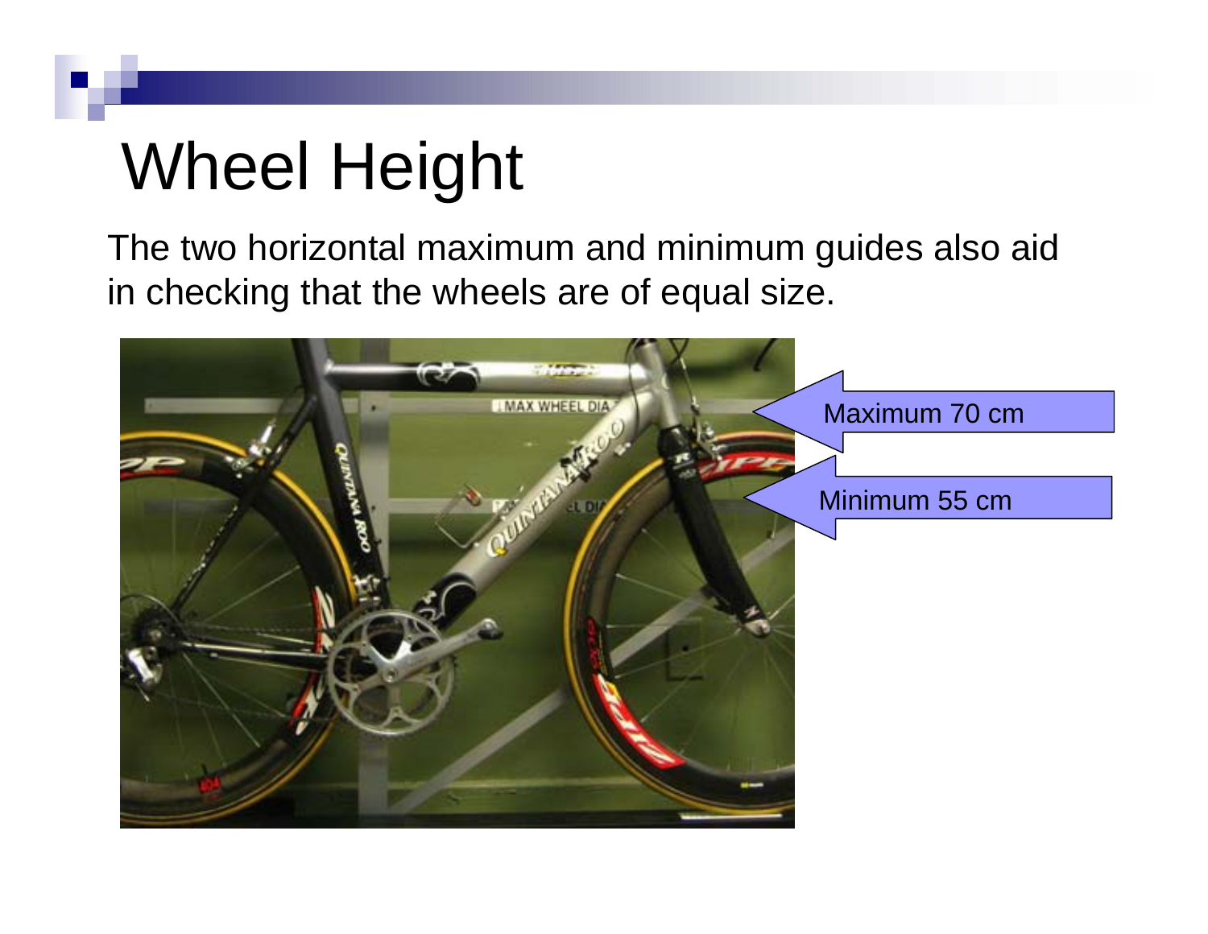# Wheel Height

The two horizontal maximum and minimum guides also aid in checking that the wheels are of equal size.

Maximum 70 cm

Minimum 55 cm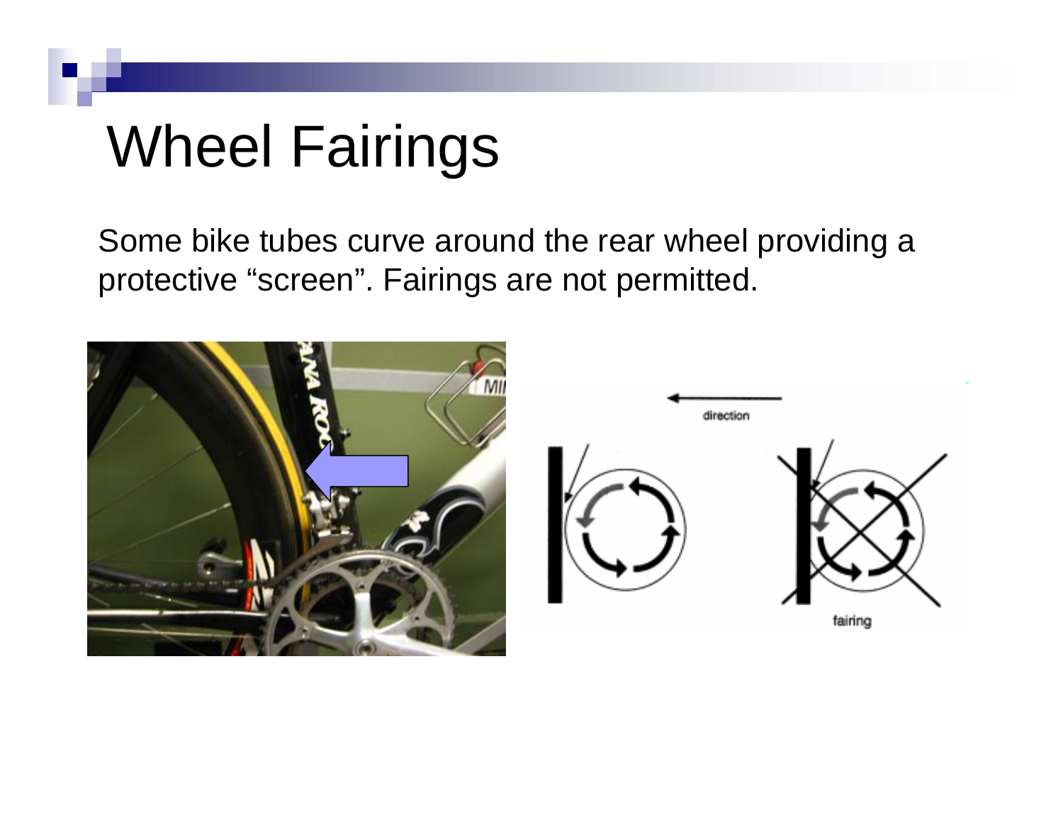# Wheel Fairings

Some bike tubes curve around the rear wheel providing a protective “screen”. Fairings are not permitted.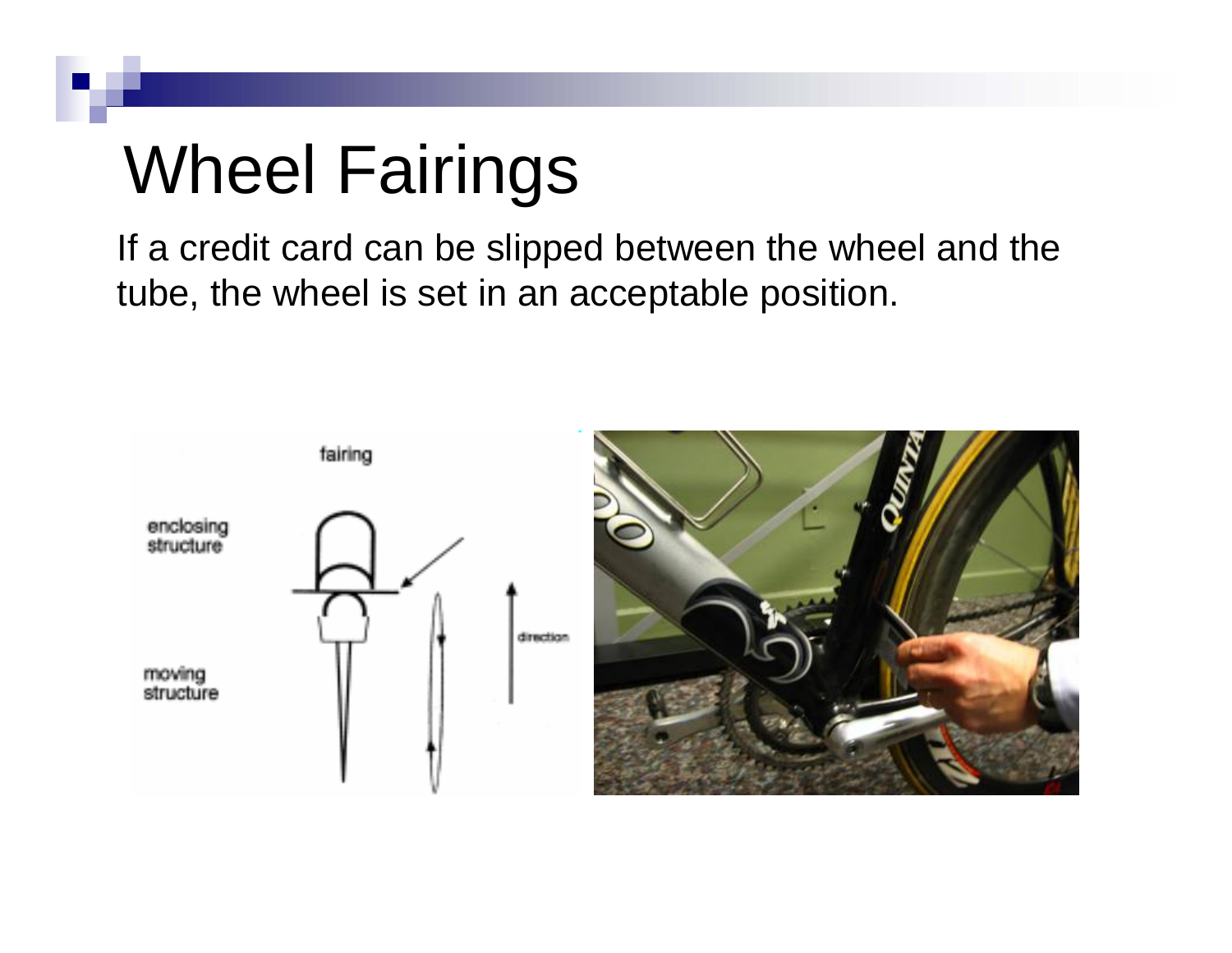# Wheel Fairings

If a credit card can be slipped between the wheel and the tube, the wheel is set in an acceptable position.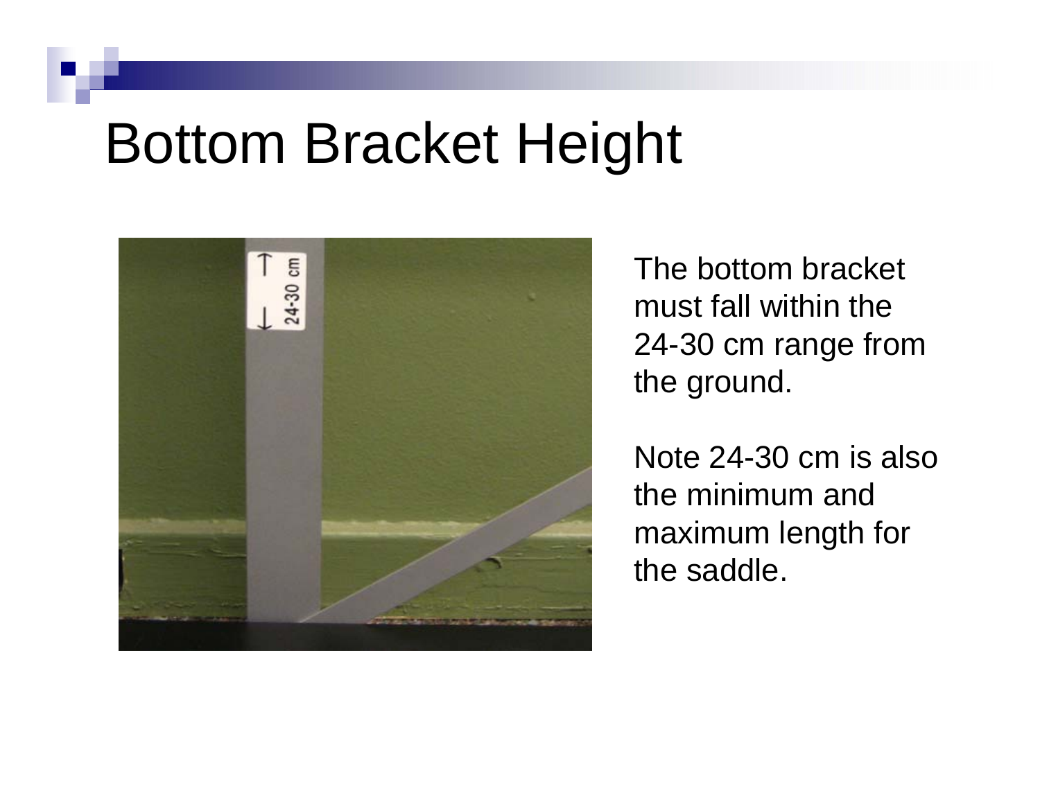# Bottom Bracket Height

The bottom bracket must fall within the 24-30 cm range from the ground.

Note 24-30 cm is also the minimum and maximum length for the saddle.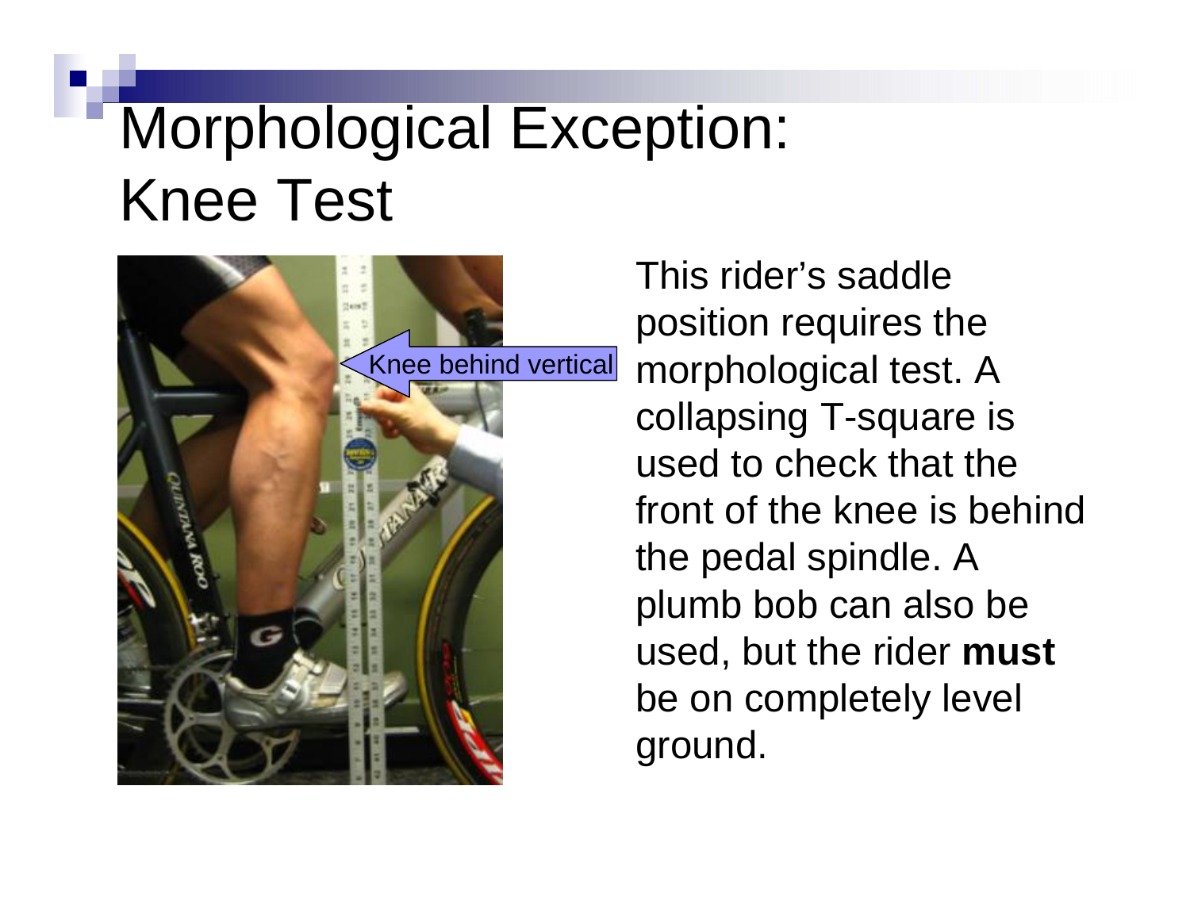# Morphological Exception: Knee Test

Knee behind vertical

This rider's saddle position requires the morphological test. A collapsing T-square is used to check that the front of the knee is behind the pedal spindle. A plumb bob can also be used, but the rider **must** be on completely level ground.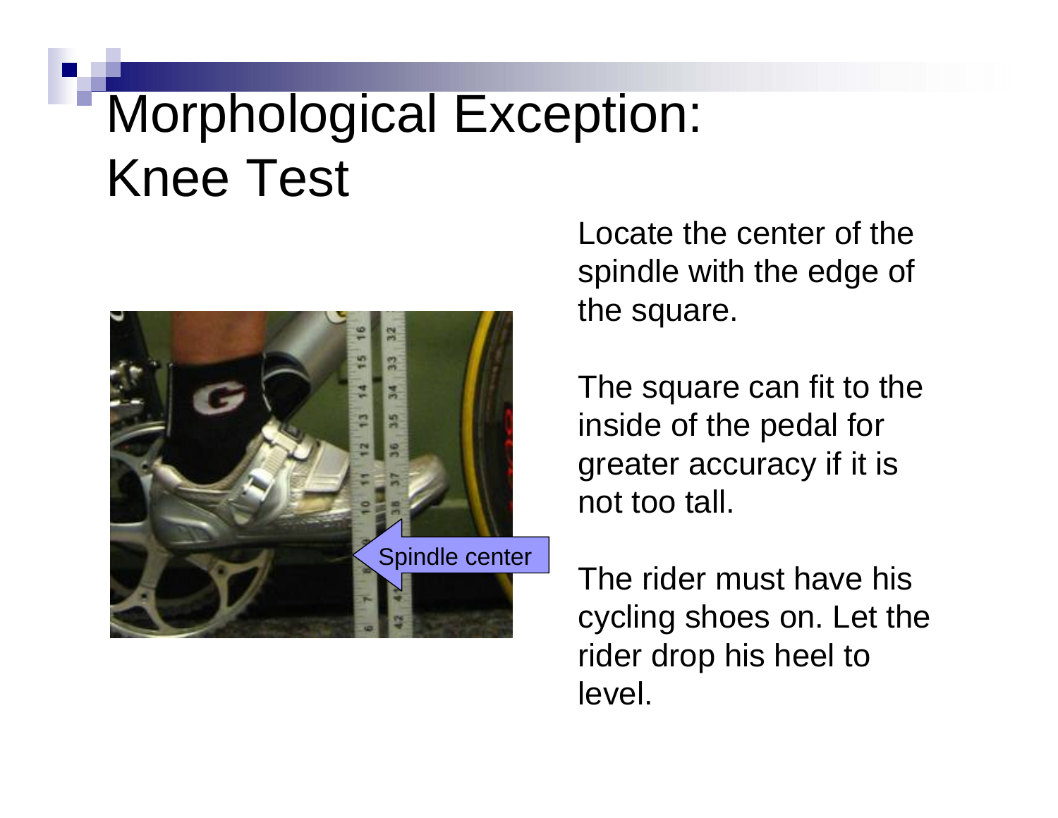# Morphological Exception: Knee Test

Locate the center of the spindle with the edge of the square.

The square can fit to the inside of the pedal for greater accuracy if it is not too tall.

The rider must have his cycling shoes on. Let the rider drop his heel to level.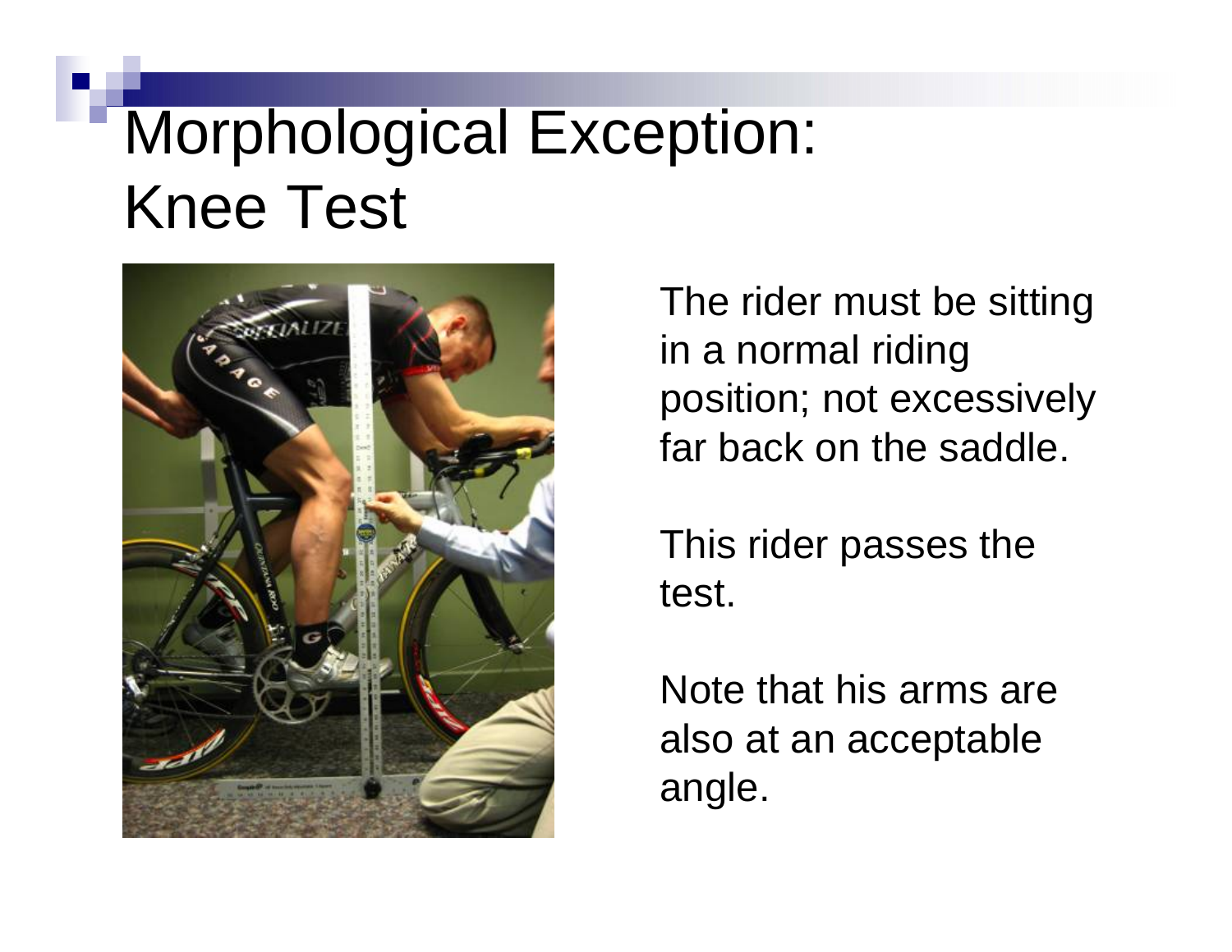# Morphological Exception: Knee Test

The rider must be sitting in a normal riding position; not excessively far back on the saddle.

This rider passes the test.

Note that his arms are also at an acceptable angle.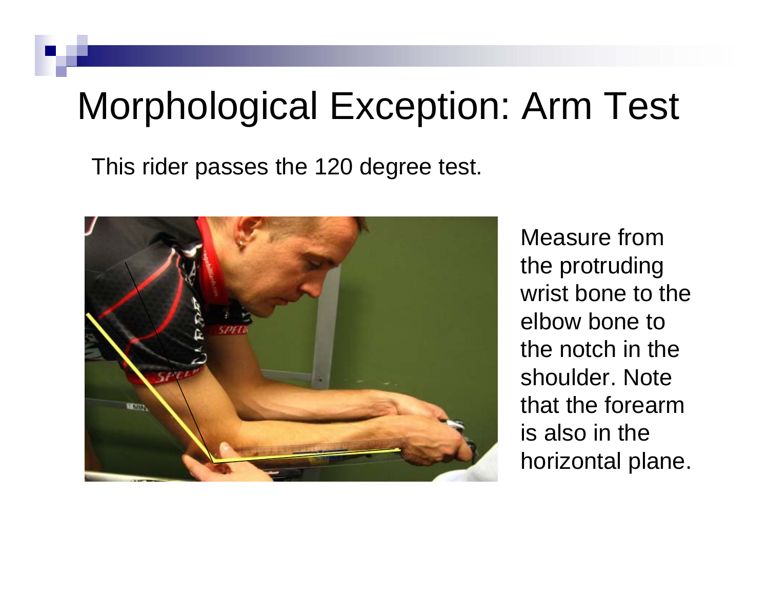# Morphological Exception: Arm Test

This rider passes the 120 degree test.

Measure from the protruding wrist bone to the elbow bone to the notch in the shoulder. Note that the forearm is also in the horizontal plane.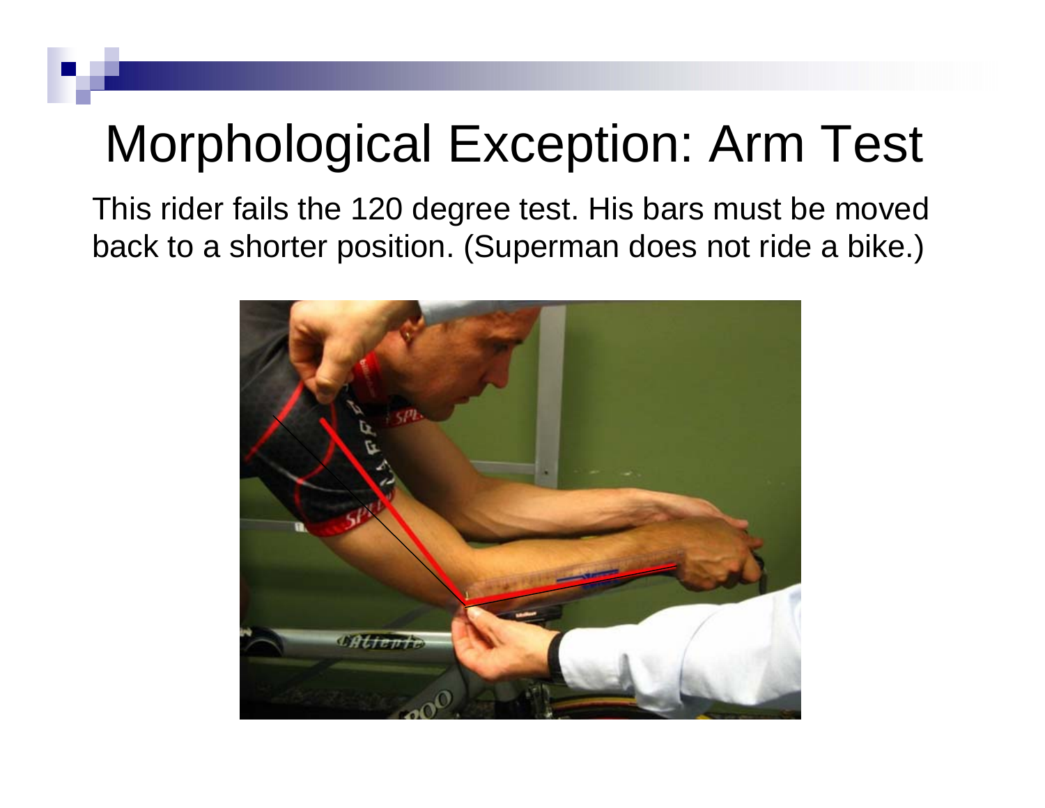# Morphological Exception: Arm Test

This rider fails the 120 degree test. His bars must be moved back to a shorter position. (Superman does not ride a bike.)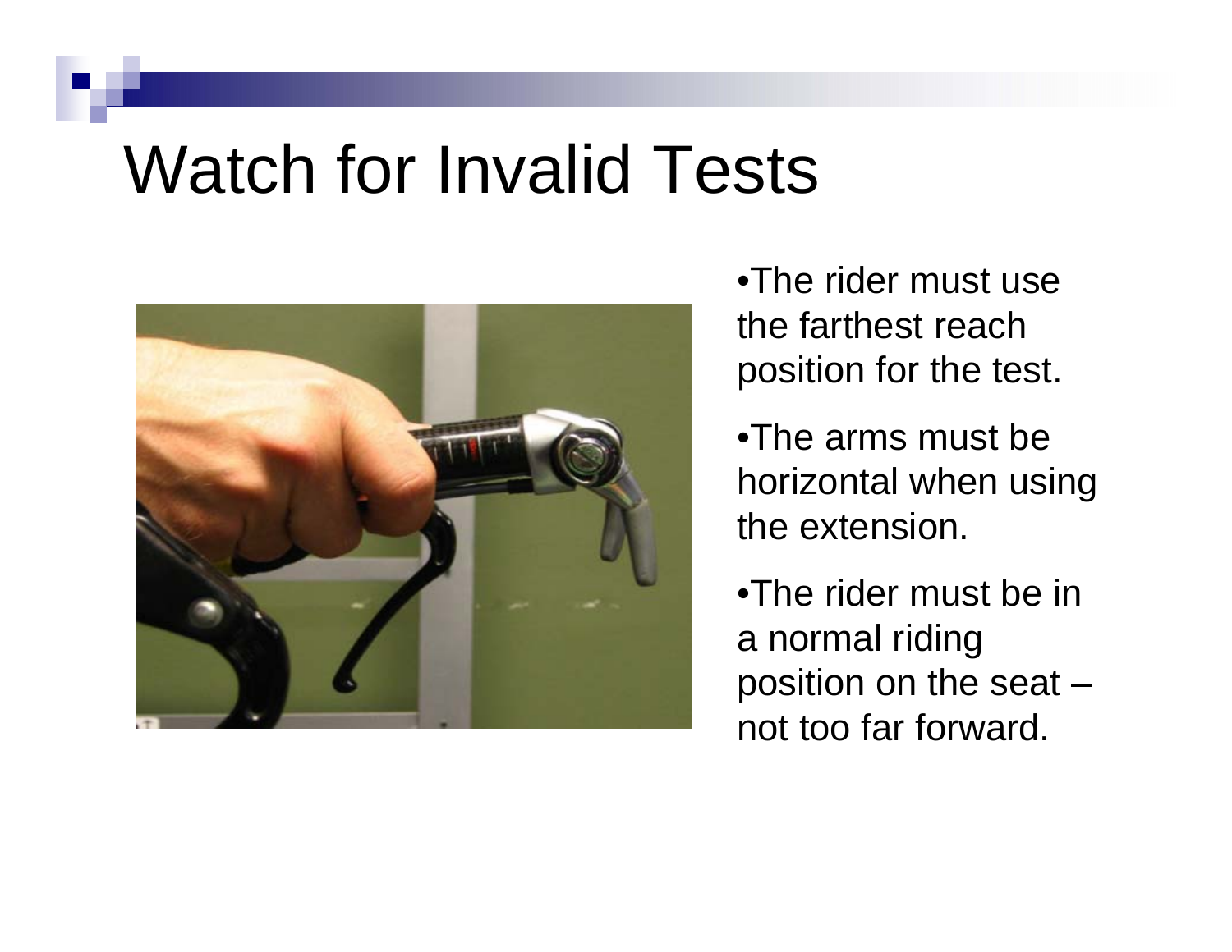# Watch for Invalid Tests

- The rider must use the farthest reach position for the test.
- The arms must be horizontal when using the extension.
- The rider must be in a normal riding position on the seat – not too far forward.